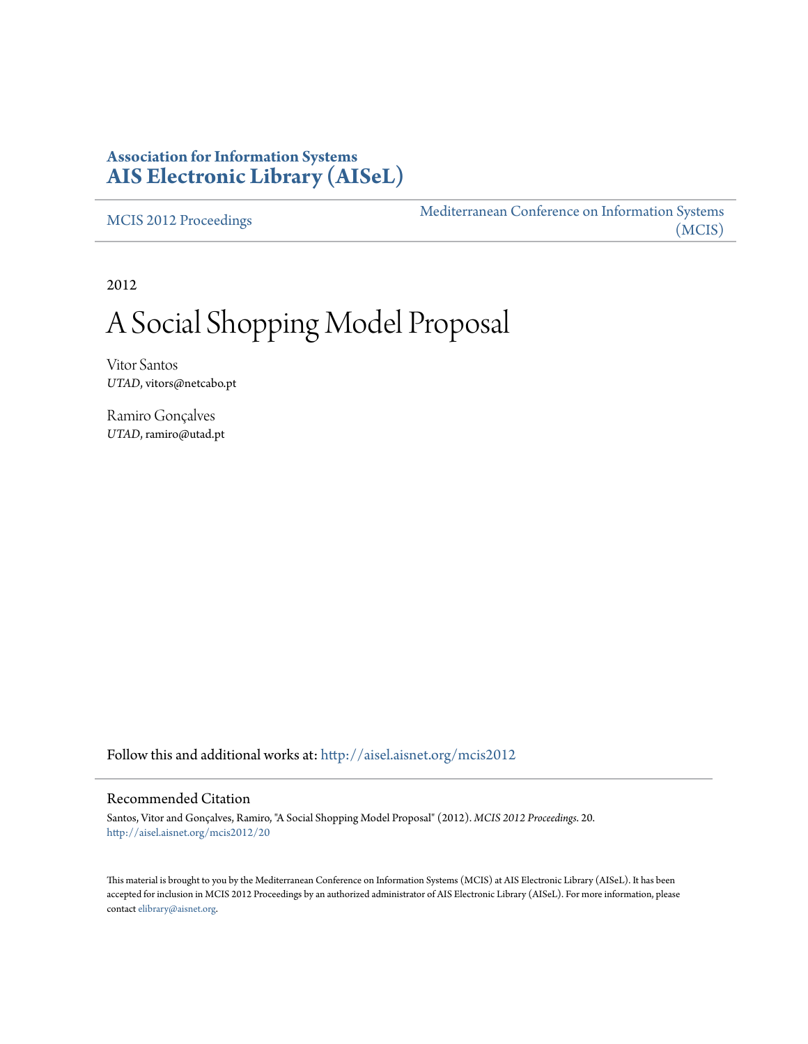**Association for Information Systems**
**AIS Electronic Library (AISeL)**

MCIS 2012 Proceedings

Mediterranean Conference on Information Systems (MCIS)

2012

# A Social Shopping Model Proposal

Vitor Santos
*UTAD*, vitors@netcabo.pt

Ramiro Gonçalves
*UTAD*, ramiro@utad.pt

Follow this and additional works at: http://aisel.aisnet.org/mcis2012

## Recommended Citation

Santos, Vitor and Gonçalves, Ramiro, "A Social Shopping Model Proposal" (2012). *MCIS 2012 Proceedings*. 20.
http://aisel.aisnet.org/mcis2012/20

This material is brought to you by the Mediterranean Conference on Information Systems (MCIS) at AIS Electronic Library (AISeL). It has been accepted for inclusion in MCIS 2012 Proceedings by an authorized administrator of AIS Electronic Library (AISeL). For more information, please contact elibrary@aisnet.org.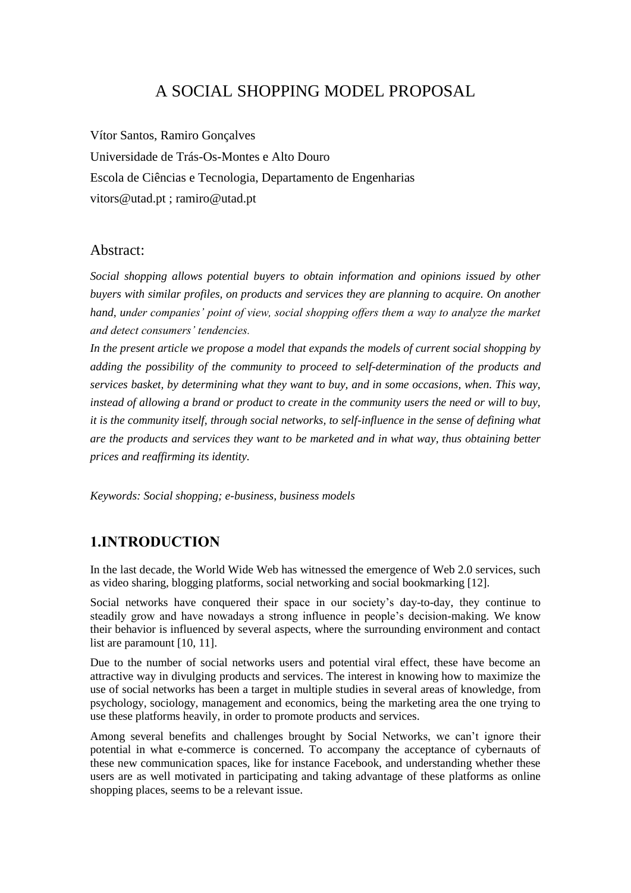# A SOCIAL SHOPPING MODEL PROPOSAL

Vítor Santos, Ramiro Gonçalves

Universidade de Trás-Os-Montes e Alto Douro

Escola de Ciências e Tecnologia, Departamento de Engenharias

vitors@utad.pt ; ramiro@utad.pt

## Abstract:

*Social shopping allows potential buyers to obtain information and opinions issued by other buyers with similar profiles, on products and services they are planning to acquire. On another hand, under companies' point of view, social shopping offers them a way to analyze the market and detect consumers' tendencies.*

*In the present article we propose a model that expands the models of current social shopping by adding the possibility of the community to proceed to self-determination of the products and services basket, by determining what they want to buy, and in some occasions, when. This way, instead of allowing a brand or product to create in the community users the need or will to buy, it is the community itself, through social networks, to self-influence in the sense of defining what are the products and services they want to be marketed and in what way, thus obtaining better prices and reaffirming its identity.*

*Keywords: Social shopping; e-business, business models*

## 1.INTRODUCTION

In the last decade, the World Wide Web has witnessed the emergence of Web 2.0 services, such as video sharing, blogging platforms, social networking and social bookmarking [12].

Social networks have conquered their space in our society's day-to-day, they continue to steadily grow and have nowadays a strong influence in people's decision-making. We know their behavior is influenced by several aspects, where the surrounding environment and contact list are paramount [10, 11].

Due to the number of social networks users and potential viral effect, these have become an attractive way in divulging products and services. The interest in knowing how to maximize the use of social networks has been a target in multiple studies in several areas of knowledge, from psychology, sociology, management and economics, being the marketing area the one trying to use these platforms heavily, in order to promote products and services.

Among several benefits and challenges brought by Social Networks, we can't ignore their potential in what e-commerce is concerned. To accompany the acceptance of cybernauts of these new communication spaces, like for instance Facebook, and understanding whether these users are as well motivated in participating and taking advantage of these platforms as online shopping places, seems to be a relevant issue.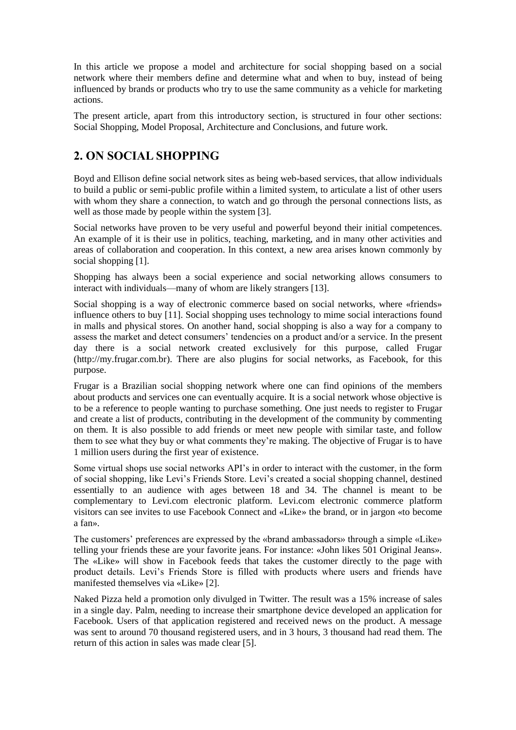In this article we propose a model and architecture for social shopping based on a social network where their members define and determine what and when to buy, instead of being influenced by brands or products who try to use the same community as a vehicle for marketing actions.

The present article, apart from this introductory section, is structured in four other sections: Social Shopping, Model Proposal, Architecture and Conclusions, and future work.

## 2. ON SOCIAL SHOPPING

Boyd and Ellison define social network sites as being web-based services, that allow individuals to build a public or semi-public profile within a limited system, to articulate a list of other users with whom they share a connection, to watch and go through the personal connections lists, as well as those made by people within the system [3].

Social networks have proven to be very useful and powerful beyond their initial competences. An example of it is their use in politics, teaching, marketing, and in many other activities and areas of collaboration and cooperation. In this context, a new area arises known commonly by social shopping [1].

Shopping has always been a social experience and social networking allows consumers to interact with individuals—many of whom are likely strangers [13].

Social shopping is a way of electronic commerce based on social networks, where «friends» influence others to buy [11]. Social shopping uses technology to mime social interactions found in malls and physical stores. On another hand, social shopping is also a way for a company to assess the market and detect consumers' tendencies on a product and/or a service. In the present day there is a social network created exclusively for this purpose, called Frugar (http://my.frugar.com.br). There are also plugins for social networks, as Facebook, for this purpose.

Frugar is a Brazilian social shopping network where one can find opinions of the members about products and services one can eventually acquire. It is a social network whose objective is to be a reference to people wanting to purchase something. One just needs to register to Frugar and create a list of products, contributing in the development of the community by commenting on them. It is also possible to add friends or meet new people with similar taste, and follow them to see what they buy or what comments they're making. The objective of Frugar is to have 1 million users during the first year of existence.

Some virtual shops use social networks API's in order to interact with the customer, in the form of social shopping, like Levi's Friends Store. Levi's created a social shopping channel, destined essentially to an audience with ages between 18 and 34. The channel is meant to be complementary to Levi.com electronic platform. Levi.com electronic commerce platform visitors can see invites to use Facebook Connect and «Like» the brand, or in jargon «to become a fan».

The customers' preferences are expressed by the «brand ambassadors» through a simple «Like» telling your friends these are your favorite jeans. For instance: «John likes 501 Original Jeans». The «Like» will show in Facebook feeds that takes the customer directly to the page with product details. Levi's Friends Store is filled with products where users and friends have manifested themselves via «Like» [2].

Naked Pizza held a promotion only divulged in Twitter. The result was a 15% increase of sales in a single day. Palm, needing to increase their smartphone device developed an application for Facebook. Users of that application registered and received news on the product. A message was sent to around 70 thousand registered users, and in 3 hours, 3 thousand had read them. The return of this action in sales was made clear [5].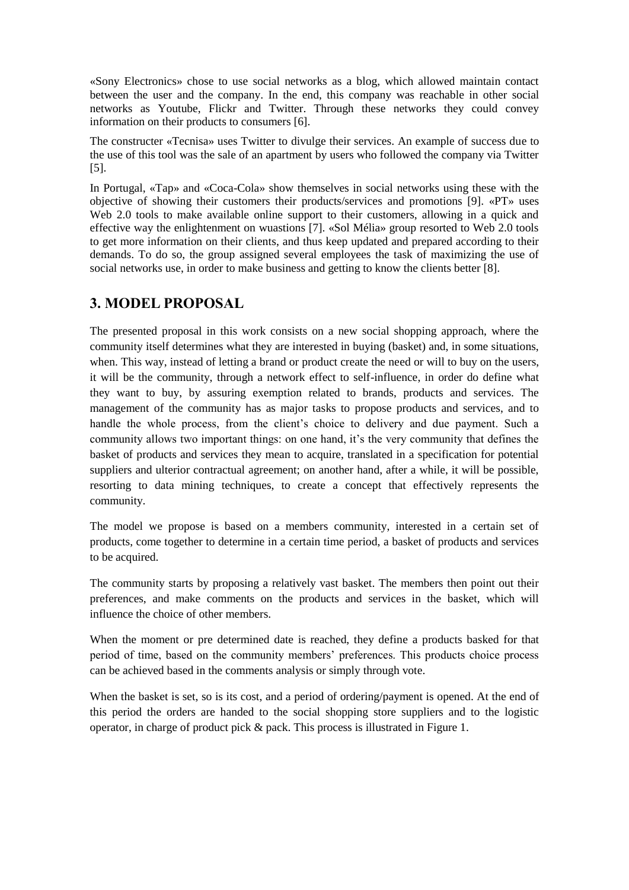«Sony Electronics» chose to use social networks as a blog, which allowed maintain contact between the user and the company. In the end, this company was reachable in other social networks as Youtube, Flickr and Twitter. Through these networks they could convey information on their products to consumers [6].

The constructer «Tecnisa» uses Twitter to divulge their services. An example of success due to the use of this tool was the sale of an apartment by users who followed the company via Twitter [5].

In Portugal, «Tap» and «Coca-Cola» show themselves in social networks using these with the objective of showing their customers their products/services and promotions [9]. «PT» uses Web 2.0 tools to make available online support to their customers, allowing in a quick and effective way the enlightenment on wuastions [7]. «Sol Mélia» group resorted to Web 2.0 tools to get more information on their clients, and thus keep updated and prepared according to their demands. To do so, the group assigned several employees the task of maximizing the use of social networks use, in order to make business and getting to know the clients better [8].

## 3. MODEL PROPOSAL

The presented proposal in this work consists on a new social shopping approach, where the community itself determines what they are interested in buying (basket) and, in some situations, when. This way, instead of letting a brand or product create the need or will to buy on the users, it will be the community, through a network effect to self-influence, in order do define what they want to buy, by assuring exemption related to brands, products and services. The management of the community has as major tasks to propose products and services, and to handle the whole process, from the client's choice to delivery and due payment. Such a community allows two important things: on one hand, it's the very community that defines the basket of products and services they mean to acquire, translated in a specification for potential suppliers and ulterior contractual agreement; on another hand, after a while, it will be possible, resorting to data mining techniques, to create a concept that effectively represents the community.

The model we propose is based on a members community, interested in a certain set of products, come together to determine in a certain time period, a basket of products and services to be acquired.

The community starts by proposing a relatively vast basket. The members then point out their preferences, and make comments on the products and services in the basket, which will influence the choice of other members.

When the moment or pre determined date is reached, they define a products basked for that period of time, based on the community members' preferences. This products choice process can be achieved based in the comments analysis or simply through vote.

When the basket is set, so is its cost, and a period of ordering/payment is opened. At the end of this period the orders are handed to the social shopping store suppliers and to the logistic operator, in charge of product pick & pack. This process is illustrated in Figure 1.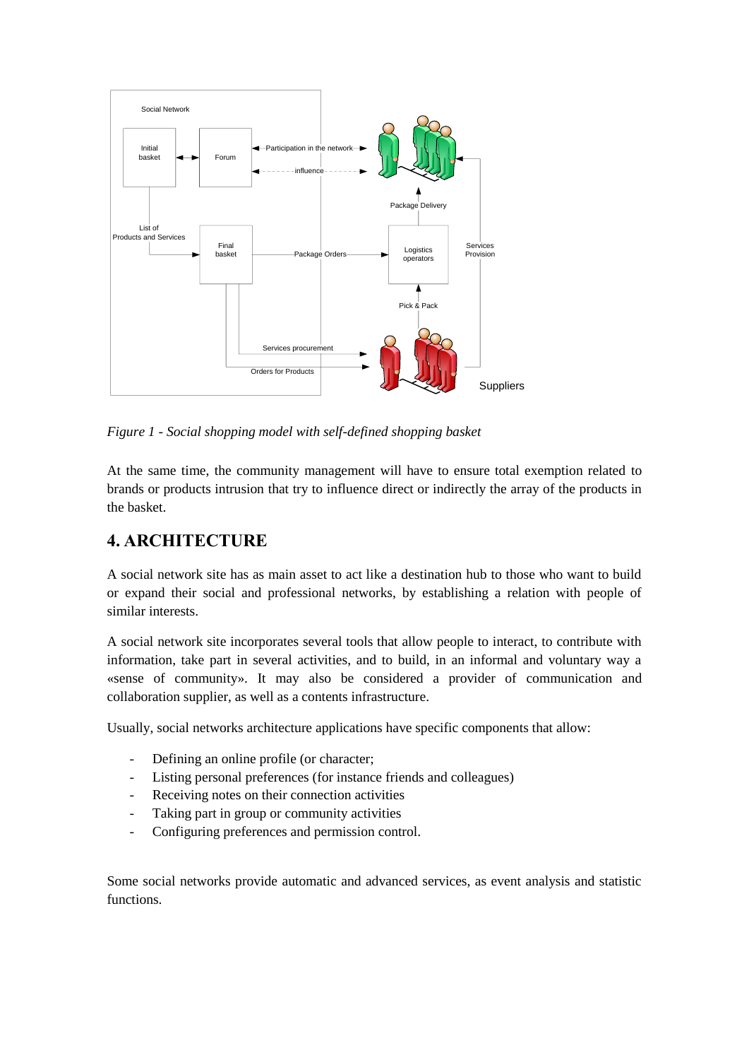*Figure 1 - Social shopping model with self-defined shopping basket*

At the same time, the community management will have to ensure total exemption related to brands or products intrusion that try to influence direct or indirectly the array of the products in the basket.

## 4. ARCHITECTURE

A social network site has as main asset to act like a destination hub to those who want to build or expand their social and professional networks, by establishing a relation with people of similar interests.

A social network site incorporates several tools that allow people to interact, to contribute with information, take part in several activities, and to build, in an informal and voluntary way a «sense of community». It may also be considered a provider of communication and collaboration supplier, as well as a contents infrastructure.

Usually, social networks architecture applications have specific components that allow:

- Defining an online profile (or character;
- Listing personal preferences (for instance friends and colleagues)
- Receiving notes on their connection activities
- Taking part in group or community activities
- Configuring preferences and permission control.

Some social networks provide automatic and advanced services, as event analysis and statistic functions.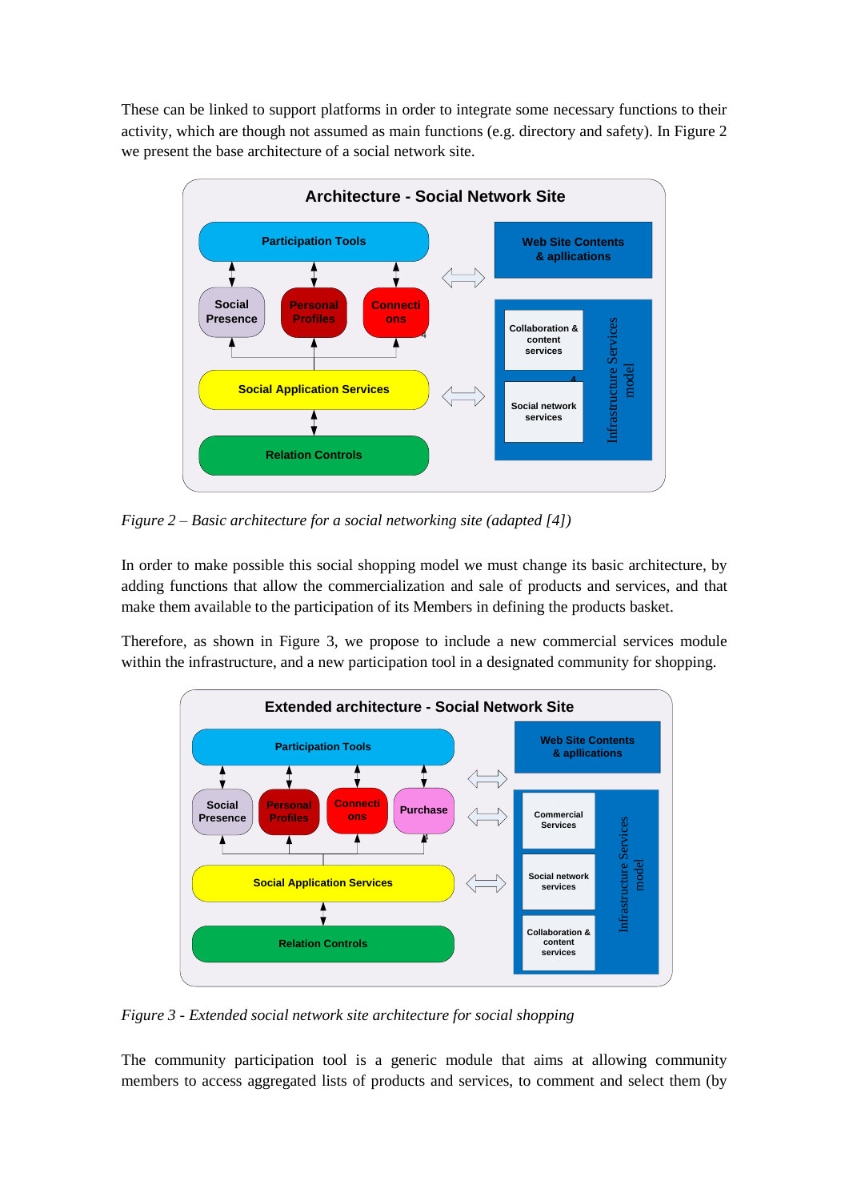These can be linked to support platforms in order to integrate some necessary functions to their activity, which are though not assumed as main functions (e.g. directory and safety). In Figure 2 we present the base architecture of a social network site.

*Figure 2 – Basic architecture for a social networking site (adapted [4])*

In order to make possible this social shopping model we must change its basic architecture, by adding functions that allow the commercialization and sale of products and services, and that make them available to the participation of its Members in defining the products basket.

Therefore, as shown in Figure 3, we propose to include a new commercial services module within the infrastructure, and a new participation tool in a designated community for shopping.

*Figure 3 - Extended social network site architecture for social shopping*

The community participation tool is a generic module that aims at allowing community members to access aggregated lists of products and services, to comment and select them (by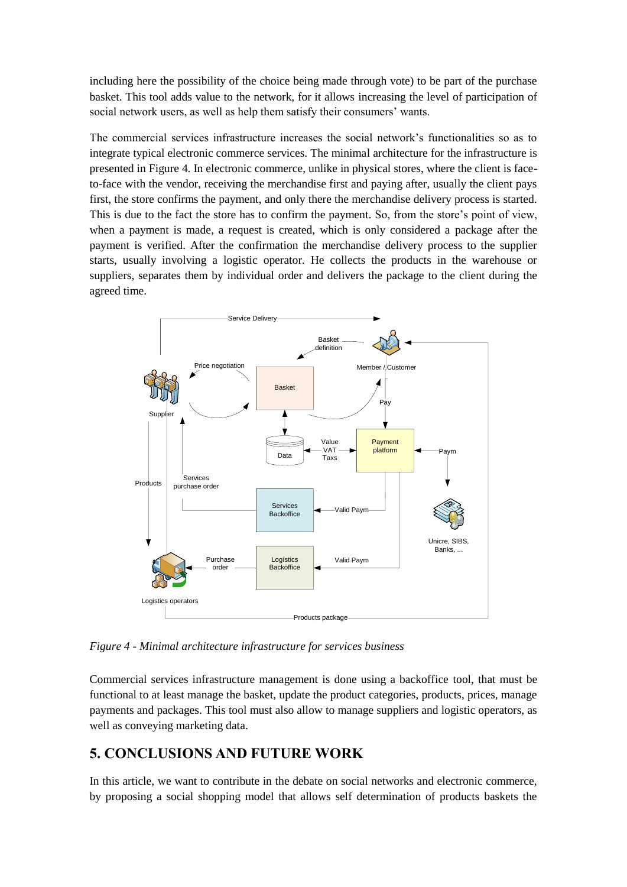including here the possibility of the choice being made through vote) to be part of the purchase basket. This tool adds value to the network, for it allows increasing the level of participation of social network users, as well as help them satisfy their consumers' wants.

The commercial services infrastructure increases the social network's functionalities so as to integrate typical electronic commerce services. The minimal architecture for the infrastructure is presented in Figure 4. In electronic commerce, unlike in physical stores, where the client is face-to-face with the vendor, receiving the merchandise first and paying after, usually the client pays first, the store confirms the payment, and only there the merchandise delivery process is started. This is due to the fact the store has to confirm the payment. So, from the store's point of view, when a payment is made, a request is created, which is only considered a package after the payment is verified. After the confirmation the merchandise delivery process to the supplier starts, usually involving a logistic operator. He collects the products in the warehouse or suppliers, separates them by individual order and delivers the package to the client during the agreed time.

*Figure 4 - Minimal architecture infrastructure for services business*

Commercial services infrastructure management is done using a backoffice tool, that must be functional to at least manage the basket, update the product categories, products, prices, manage payments and packages. This tool must also allow to manage suppliers and logistic operators, as well as conveying marketing data.

## 5. CONCLUSIONS AND FUTURE WORK

In this article, we want to contribute in the debate on social networks and electronic commerce, by proposing a social shopping model that allows self determination of products baskets the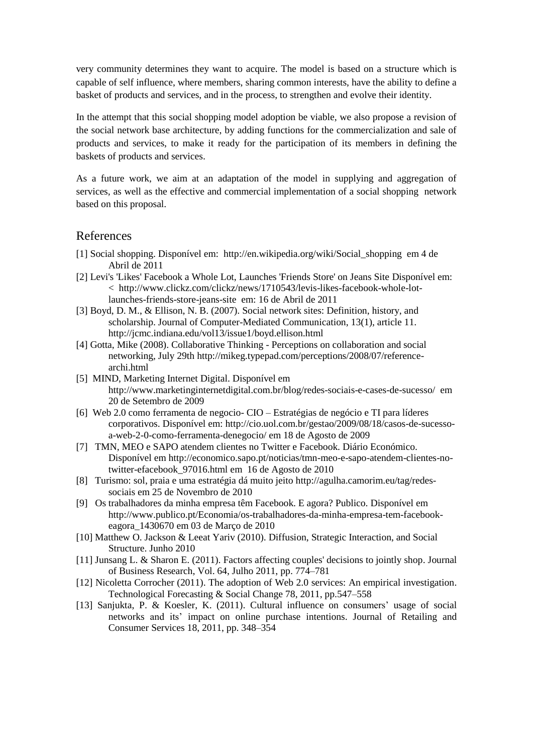very community determines they want to acquire. The model is based on a structure which is capable of self influence, where members, sharing common interests, have the ability to define a basket of products and services, and in the process, to strengthen and evolve their identity.

In the attempt that this social shopping model adoption be viable, we also propose a revision of the social network base architecture, by adding functions for the commercialization and sale of products and services, to make it ready for the participation of its members in defining the baskets of products and services.

As a future work, we aim at an adaptation of the model in supplying and aggregation of services, as well as the effective and commercial implementation of a social shopping network based on this proposal.

## References

[1] Social shopping. Disponível em: http://en.wikipedia.org/wiki/Social_shopping em 4 de Abril de 2011

[2] Levi's 'Likes' Facebook a Whole Lot, Launches 'Friends Store' on Jeans Site Disponível em: < http://www.clickz.com/clickz/news/1710543/levis-likes-facebook-whole-lot-launches-friends-store-jeans-site em: 16 de Abril de 2011

[3] Boyd, D. M., & Ellison, N. B. (2007). Social network sites: Definition, history, and scholarship. Journal of Computer-Mediated Communication, 13(1), article 11. http://jcmc.indiana.edu/vol13/issue1/boyd.ellison.html

[4] Gotta, Mike (2008). Collaborative Thinking - Perceptions on collaboration and social networking, July 29th http://mikeg.typepad.com/perceptions/2008/07/reference-archi.html

[5] MIND, Marketing Internet Digital. Disponível em http://www.marketinginternetdigital.com.br/blog/redes-sociais-e-cases-de-sucesso/ em 20 de Setembro de 2009

[6] Web 2.0 como ferramenta de negocio- CIO – Estratégias de negócio e TI para líderes corporativos. Disponível em: http://cio.uol.com.br/gestao/2009/08/18/casos-de-sucesso-a-web-2-0-como-ferramenta-denegocio/ em 18 de Agosto de 2009

[7] TMN, MEO e SAPO atendem clientes no Twitter e Facebook. Diário Económico. Disponível em http://economico.sapo.pt/noticias/tmn-meo-e-sapo-atendem-clientes-no-twitter-efacebook_97016.html em 16 de Agosto de 2010

[8] Turismo: sol, praia e uma estratégia dá muito jeito http://agulha.camorim.eu/tag/redes-sociais em 25 de Novembro de 2010

[9] Os trabalhadores da minha empresa têm Facebook. E agora? Publico. Disponível em http://www.publico.pt/Economia/os-trabalhadores-da-minha-empresa-tem-facebook-eagora_1430670 em 03 de Março de 2010

[10] Matthew O. Jackson & Leeat Yariv (2010). Diffusion, Strategic Interaction, and Social Structure. Junho 2010

[11] Junsang L. & Sharon E. (2011). Factors affecting couples' decisions to jointly shop. Journal of Business Research, Vol. 64, Julho 2011, pp. 774–781

[12] Nicoletta Corrocher (2011). The adoption of Web 2.0 services: An empirical investigation. Technological Forecasting & Social Change 78, 2011, pp.547–558

[13] Sanjukta, P. & Koesler, K. (2011). Cultural influence on consumers' usage of social networks and its' impact on online purchase intentions. Journal of Retailing and Consumer Services 18, 2011, pp. 348–354